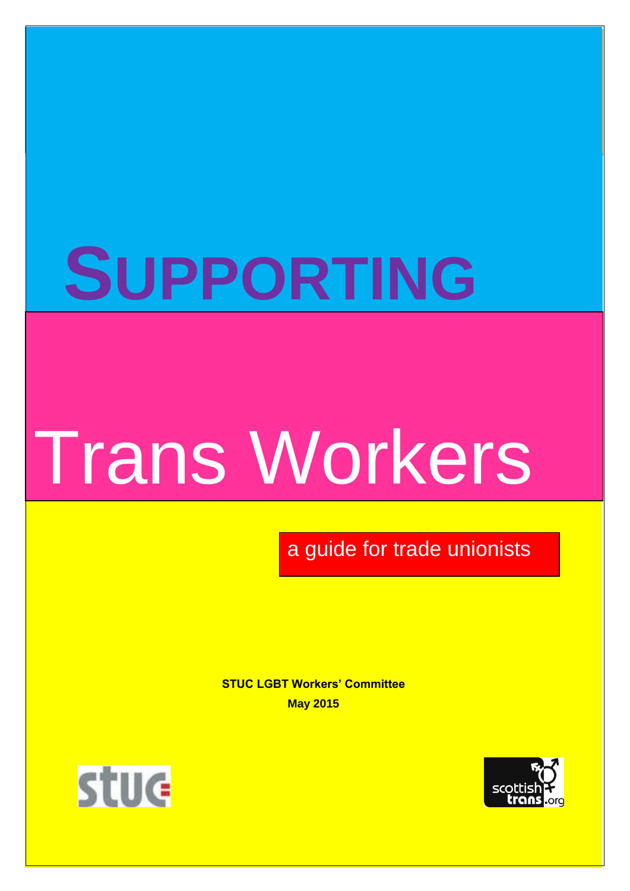# SUPPORTING Trans Workers

a guide for trade unionists

**STUC LGBT Workers' Committee**

**May 2015**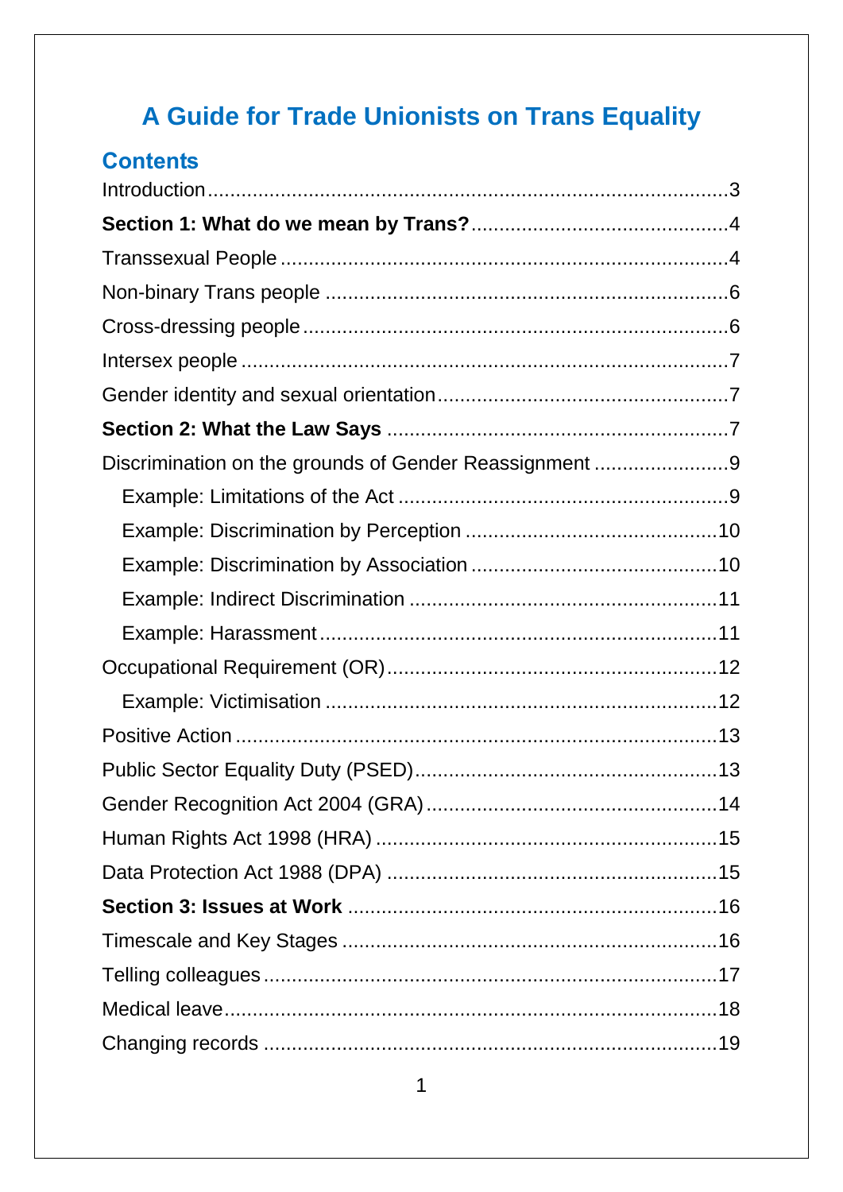# A Guide for Trade Unionists on Trans Equality

## Contents

Introduction ........................................................................................3

**Section 1: What do we mean by Trans?** ...........................................4

Transsexual People ..............................................................................4

Non-binary Trans people ......................................................................6

Cross-dressing people ..........................................................................6

Intersex people .....................................................................................7

Gender identity and sexual orientation ..................................................7

**Section 2: What the Law Says** ............................................................7

Discrimination on the grounds of Gender Reassignment ........................9

- Example: Limitations of the Act ..........................................................9
- Example: Discrimination by Perception ............................................10
- Example: Discrimination by Association ...........................................10
- Example: Indirect Discrimination ......................................................11
- Example: Harassment .......................................................................11

Occupational Requirement (OR) ..........................................................12

- Example: Victimisation .....................................................................12

Positive Action ....................................................................................13

Public Sector Equality Duty (PSED) .....................................................13

Gender Recognition Act 2004 (GRA) ...................................................14

Human Rights Act 1998 (HRA) ............................................................15

Data Protection Act 1988 (DPA) ..........................................................15

**Section 3: Issues at Work** .................................................................16

Timescale and Key Stages ..................................................................16

Telling colleagues ................................................................................17

Medical leave .......................................................................................18

Changing records ................................................................................19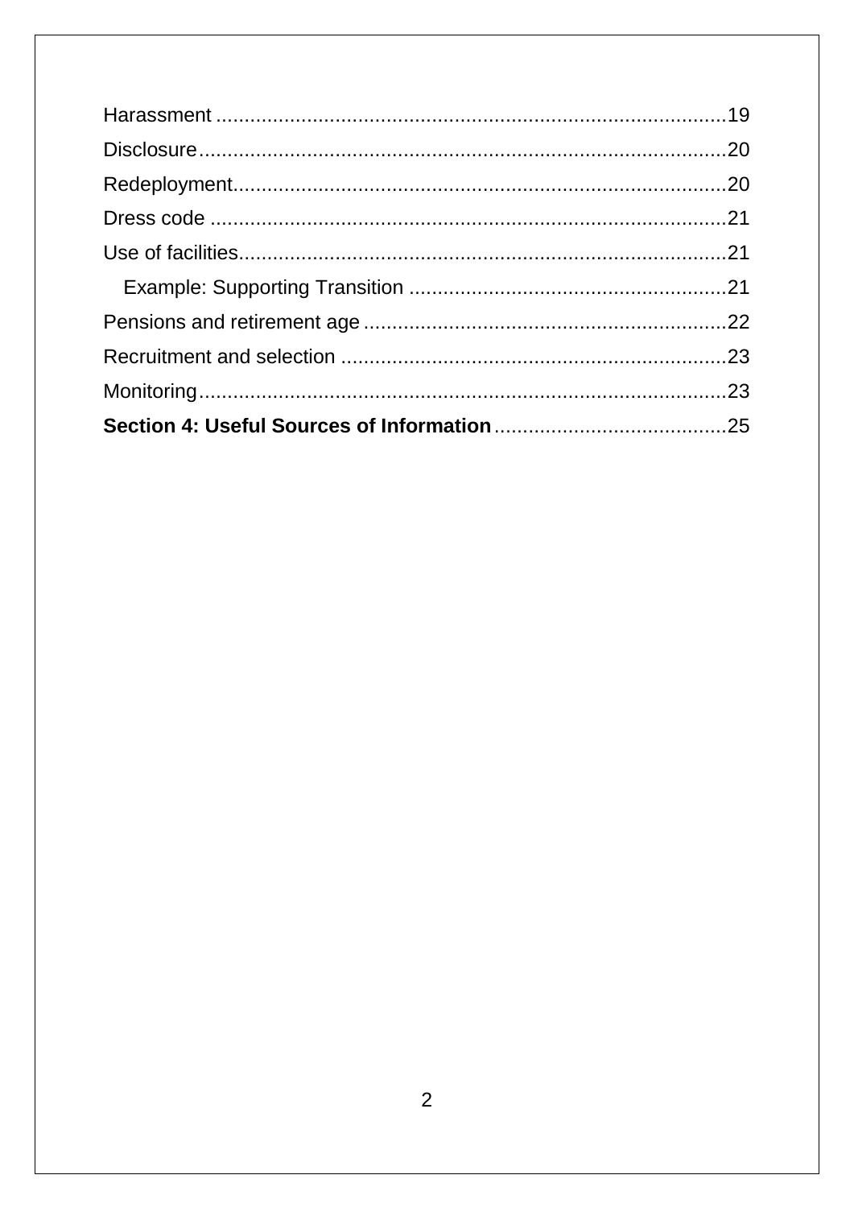Harassment ..........................................................................................19

Disclosure.............................................................................................20

Redeployment........................................................................................20

Dress code ...........................................................................................21

Use of facilities......................................................................................21

  Example: Supporting Transition ........................................................21

Pensions and retirement age ................................................................22

Recruitment and selection ....................................................................23

Monitoring.............................................................................................23

**Section 4: Useful Sources of Information**.........................................25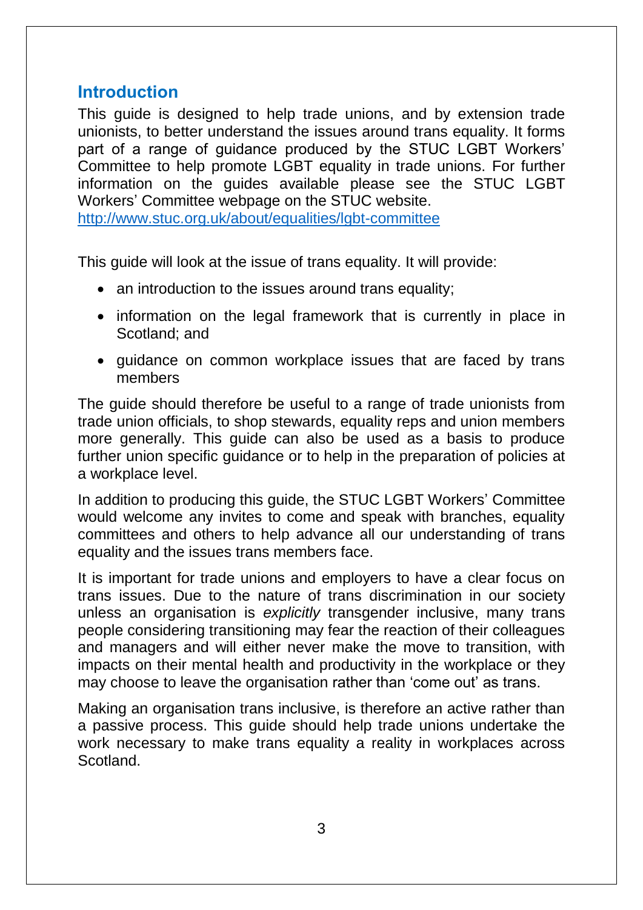## Introduction

This guide is designed to help trade unions, and by extension trade unionists, to better understand the issues around trans equality. It forms part of a range of guidance produced by the STUC LGBT Workers' Committee to help promote LGBT equality in trade unions. For further information on the guides available please see the STUC LGBT Workers' Committee webpage on the STUC website.
http://www.stuc.org.uk/about/equalities/lgbt-committee

This guide will look at the issue of trans equality. It will provide:

- an introduction to the issues around trans equality;
- information on the legal framework that is currently in place in Scotland; and
- guidance on common workplace issues that are faced by trans members

The guide should therefore be useful to a range of trade unionists from trade union officials, to shop stewards, equality reps and union members more generally. This guide can also be used as a basis to produce further union specific guidance or to help in the preparation of policies at a workplace level.

In addition to producing this guide, the STUC LGBT Workers' Committee would welcome any invites to come and speak with branches, equality committees and others to help advance all our understanding of trans equality and the issues trans members face.

It is important for trade unions and employers to have a clear focus on trans issues. Due to the nature of trans discrimination in our society unless an organisation is *explicitly* transgender inclusive, many trans people considering transitioning may fear the reaction of their colleagues and managers and will either never make the move to transition, with impacts on their mental health and productivity in the workplace or they may choose to leave the organisation rather than 'come out' as trans.

Making an organisation trans inclusive, is therefore an active rather than a passive process. This guide should help trade unions undertake the work necessary to make trans equality a reality in workplaces across Scotland.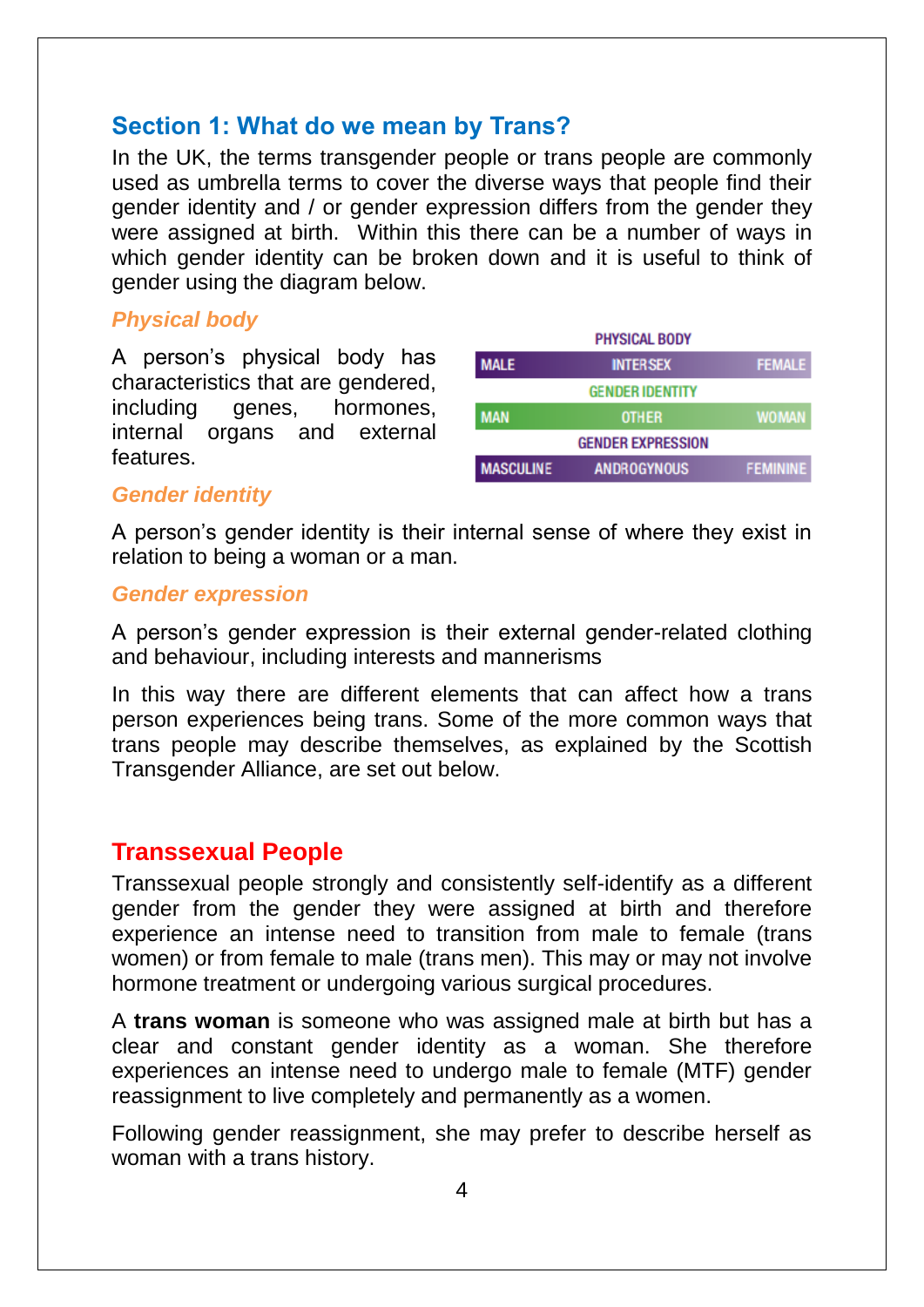## Section 1: What do we mean by Trans?

In the UK, the terms transgender people or trans people are commonly used as umbrella terms to cover the diverse ways that people find their gender identity and / or gender expression differs from the gender they were assigned at birth. Within this there can be a number of ways in which gender identity can be broken down and it is useful to think of gender using the diagram below.

| PHYSICAL BODY | | |
|---|---|---|
| MALE | INTERSEX | FEMALE |
| **GENDER IDENTITY** | | |
| MAN | OTHER | WOMAN |
| **GENDER EXPRESSION** | | |
| MASCULINE | ANDROGYNOUS | FEMININE |

### *Physical body*

A person's physical body has characteristics that are gendered, including genes, hormones, internal organs and external features.

### *Gender identity*

A person's gender identity is their internal sense of where they exist in relation to being a woman or a man.

### *Gender expression*

A person's gender expression is their external gender-related clothing and behaviour, including interests and mannerisms

In this way there are different elements that can affect how a trans person experiences being trans. Some of the more common ways that trans people may describe themselves, as explained by the Scottish Transgender Alliance, are set out below.

## Transsexual People

Transsexual people strongly and consistently self-identify as a different gender from the gender they were assigned at birth and therefore experience an intense need to transition from male to female (trans women) or from female to male (trans men). This may or may not involve hormone treatment or undergoing various surgical procedures.

A **trans woman** is someone who was assigned male at birth but has a clear and constant gender identity as a woman. She therefore experiences an intense need to undergo male to female (MTF) gender reassignment to live completely and permanently as a women.

Following gender reassignment, she may prefer to describe herself as woman with a trans history.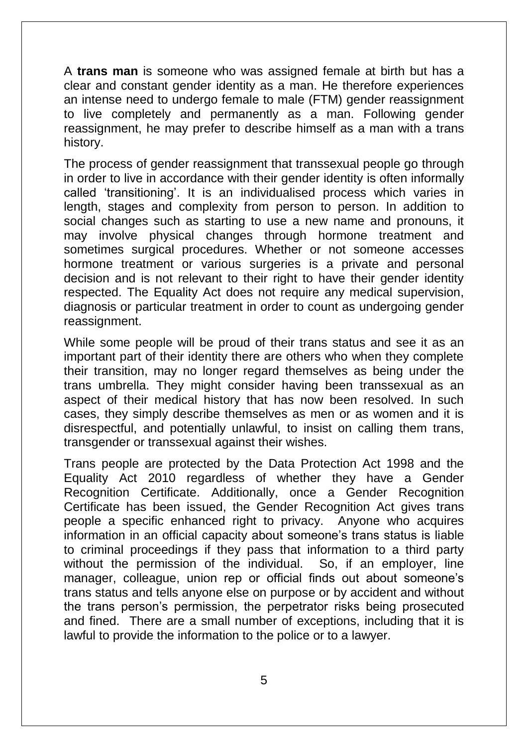A **trans man** is someone who was assigned female at birth but has a clear and constant gender identity as a man. He therefore experiences an intense need to undergo female to male (FTM) gender reassignment to live completely and permanently as a man. Following gender reassignment, he may prefer to describe himself as a man with a trans history.

The process of gender reassignment that transsexual people go through in order to live in accordance with their gender identity is often informally called 'transitioning'. It is an individualised process which varies in length, stages and complexity from person to person. In addition to social changes such as starting to use a new name and pronouns, it may involve physical changes through hormone treatment and sometimes surgical procedures. Whether or not someone accesses hormone treatment or various surgeries is a private and personal decision and is not relevant to their right to have their gender identity respected. The Equality Act does not require any medical supervision, diagnosis or particular treatment in order to count as undergoing gender reassignment.

While some people will be proud of their trans status and see it as an important part of their identity there are others who when they complete their transition, may no longer regard themselves as being under the trans umbrella. They might consider having been transsexual as an aspect of their medical history that has now been resolved. In such cases, they simply describe themselves as men or as women and it is disrespectful, and potentially unlawful, to insist on calling them trans, transgender or transsexual against their wishes.

Trans people are protected by the Data Protection Act 1998 and the Equality Act 2010 regardless of whether they have a Gender Recognition Certificate. Additionally, once a Gender Recognition Certificate has been issued, the Gender Recognition Act gives trans people a specific enhanced right to privacy. Anyone who acquires information in an official capacity about someone's trans status is liable to criminal proceedings if they pass that information to a third party without the permission of the individual. So, if an employer, line manager, colleague, union rep or official finds out about someone's trans status and tells anyone else on purpose or by accident and without the trans person's permission, the perpetrator risks being prosecuted and fined. There are a small number of exceptions, including that it is lawful to provide the information to the police or to a lawyer.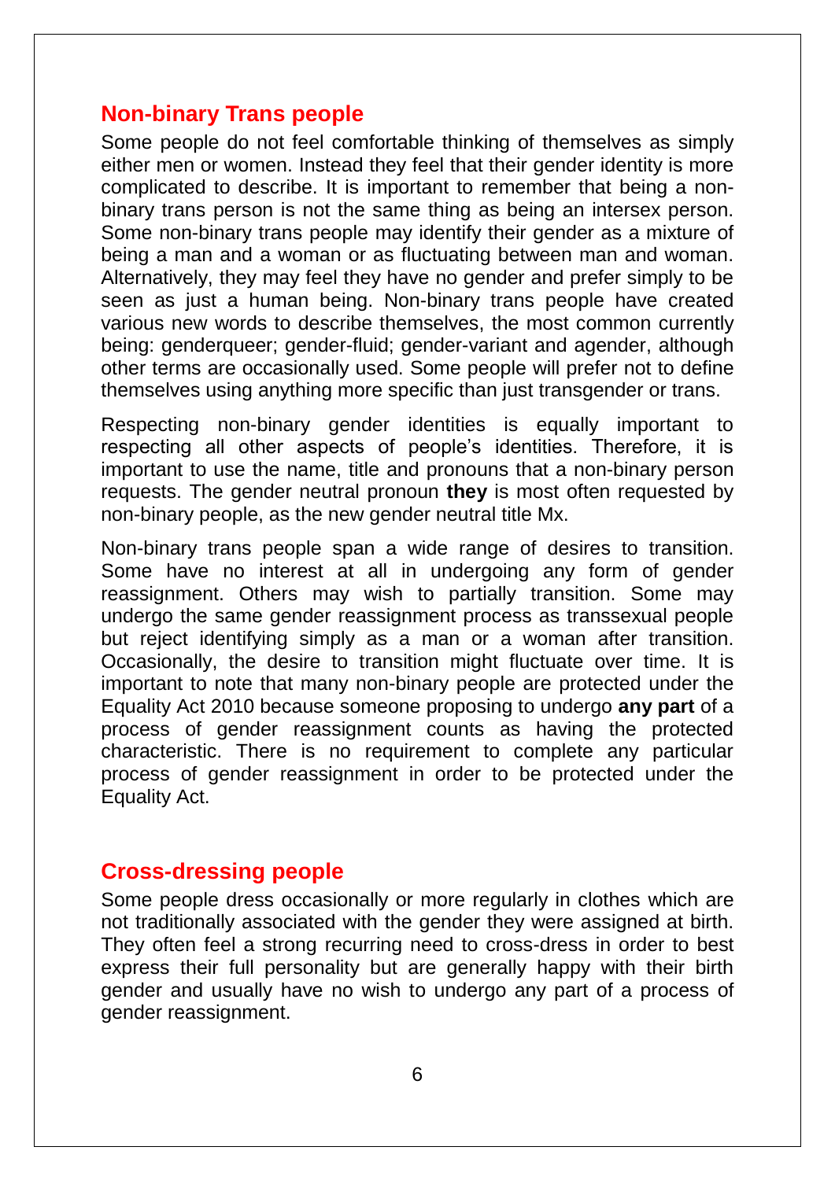## Non-binary Trans people

Some people do not feel comfortable thinking of themselves as simply either men or women. Instead they feel that their gender identity is more complicated to describe. It is important to remember that being a non-binary trans person is not the same thing as being an intersex person. Some non-binary trans people may identify their gender as a mixture of being a man and a woman or as fluctuating between man and woman. Alternatively, they may feel they have no gender and prefer simply to be seen as just a human being. Non-binary trans people have created various new words to describe themselves, the most common currently being: genderqueer; gender-fluid; gender-variant and agender, although other terms are occasionally used. Some people will prefer not to define themselves using anything more specific than just transgender or trans.

Respecting non-binary gender identities is equally important to respecting all other aspects of people's identities. Therefore, it is important to use the name, title and pronouns that a non-binary person requests. The gender neutral pronoun **they** is most often requested by non-binary people, as the new gender neutral title Mx.

Non-binary trans people span a wide range of desires to transition. Some have no interest at all in undergoing any form of gender reassignment. Others may wish to partially transition. Some may undergo the same gender reassignment process as transsexual people but reject identifying simply as a man or a woman after transition. Occasionally, the desire to transition might fluctuate over time. It is important to note that many non-binary people are protected under the Equality Act 2010 because someone proposing to undergo **any part** of a process of gender reassignment counts as having the protected characteristic. There is no requirement to complete any particular process of gender reassignment in order to be protected under the Equality Act.

## Cross-dressing people

Some people dress occasionally or more regularly in clothes which are not traditionally associated with the gender they were assigned at birth. They often feel a strong recurring need to cross-dress in order to best express their full personality but are generally happy with their birth gender and usually have no wish to undergo any part of a process of gender reassignment.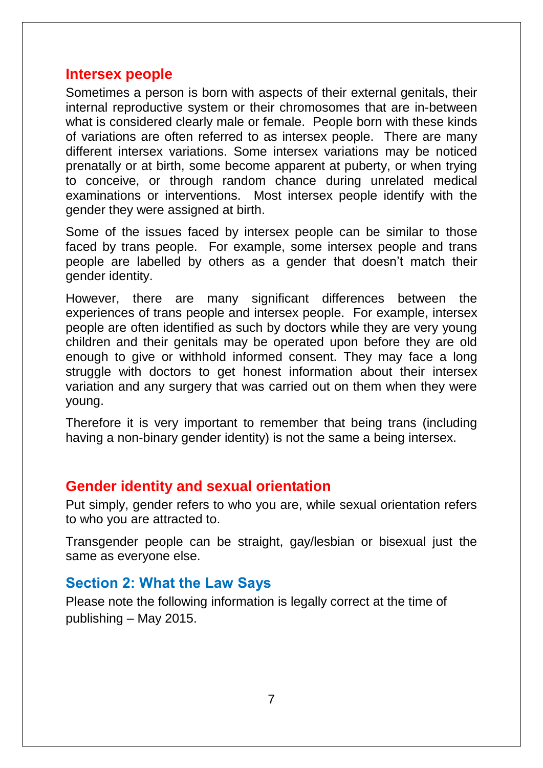## Intersex people

Sometimes a person is born with aspects of their external genitals, their internal reproductive system or their chromosomes that are in-between what is considered clearly male or female. People born with these kinds of variations are often referred to as intersex people. There are many different intersex variations. Some intersex variations may be noticed prenatally or at birth, some become apparent at puberty, or when trying to conceive, or through random chance during unrelated medical examinations or interventions. Most intersex people identify with the gender they were assigned at birth.

Some of the issues faced by intersex people can be similar to those faced by trans people. For example, some intersex people and trans people are labelled by others as a gender that doesn't match their gender identity.

However, there are many significant differences between the experiences of trans people and intersex people. For example, intersex people are often identified as such by doctors while they are very young children and their genitals may be operated upon before they are old enough to give or withhold informed consent. They may face a long struggle with doctors to get honest information about their intersex variation and any surgery that was carried out on them when they were young.

Therefore it is very important to remember that being trans (including having a non-binary gender identity) is not the same a being intersex.

## Gender identity and sexual orientation

Put simply, gender refers to who you are, while sexual orientation refers to who you are attracted to.

Transgender people can be straight, gay/lesbian or bisexual just the same as everyone else.

# Section 2: What the Law Says

Please note the following information is legally correct at the time of publishing – May 2015.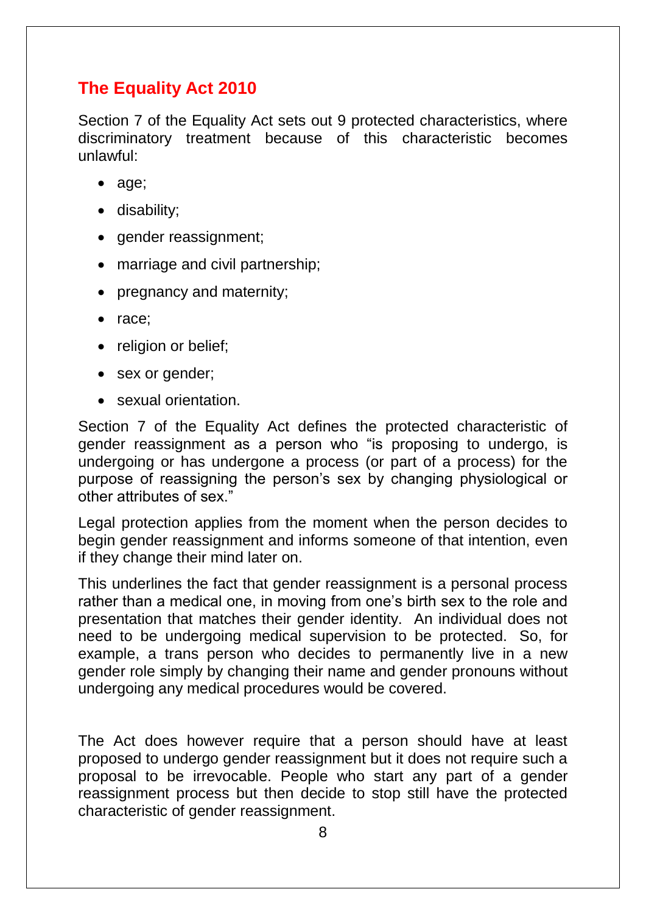## The Equality Act 2010

Section 7 of the Equality Act sets out 9 protected characteristics, where discriminatory treatment because of this characteristic becomes unlawful:

- age;
- disability;
- gender reassignment;
- marriage and civil partnership;
- pregnancy and maternity;
- race;
- religion or belief;
- sex or gender;
- sexual orientation.

Section 7 of the Equality Act defines the protected characteristic of gender reassignment as a person who "is proposing to undergo, is undergoing or has undergone a process (or part of a process) for the purpose of reassigning the person's sex by changing physiological or other attributes of sex."

Legal protection applies from the moment when the person decides to begin gender reassignment and informs someone of that intention, even if they change their mind later on.

This underlines the fact that gender reassignment is a personal process rather than a medical one, in moving from one's birth sex to the role and presentation that matches their gender identity. An individual does not need to be undergoing medical supervision to be protected. So, for example, a trans person who decides to permanently live in a new gender role simply by changing their name and gender pronouns without undergoing any medical procedures would be covered.

The Act does however require that a person should have at least proposed to undergo gender reassignment but it does not require such a proposal to be irrevocable. People who start any part of a gender reassignment process but then decide to stop still have the protected characteristic of gender reassignment.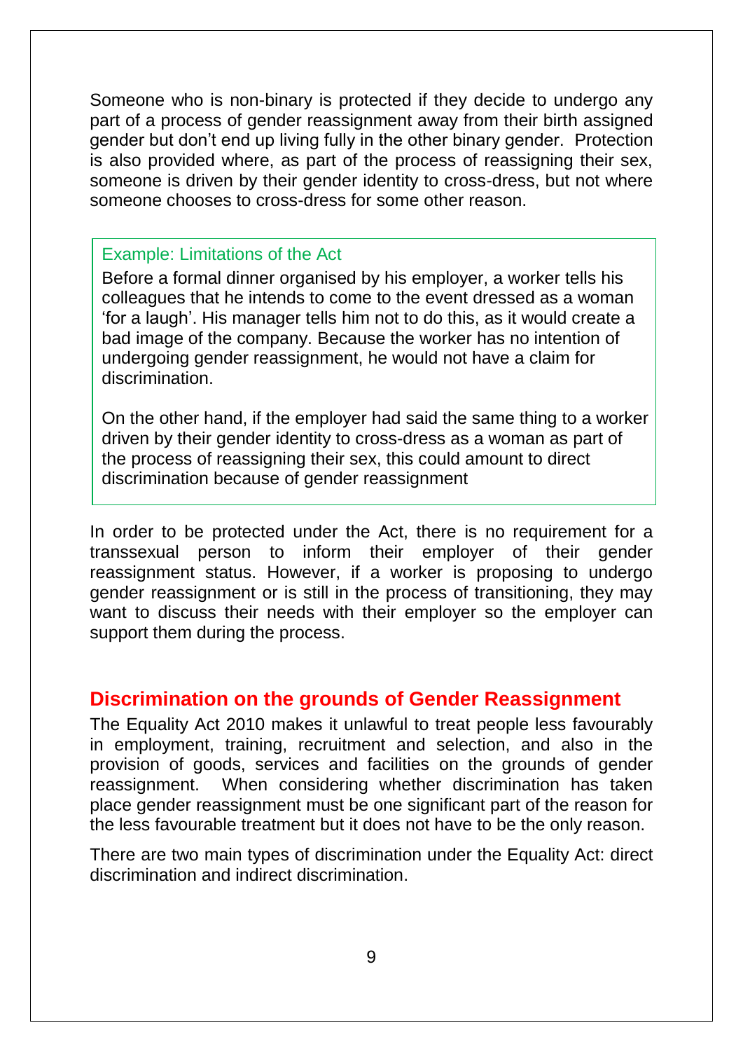Someone who is non-binary is protected if they decide to undergo any part of a process of gender reassignment away from their birth assigned gender but don't end up living fully in the other binary gender. Protection is also provided where, as part of the process of reassigning their sex, someone is driven by their gender identity to cross-dress, but not where someone chooses to cross-dress for some other reason.

> Example: Limitations of the Act
>
> Before a formal dinner organised by his employer, a worker tells his colleagues that he intends to come to the event dressed as a woman 'for a laugh'. His manager tells him not to do this, as it would create a bad image of the company. Because the worker has no intention of undergoing gender reassignment, he would not have a claim for discrimination.
>
> On the other hand, if the employer had said the same thing to a worker driven by their gender identity to cross-dress as a woman as part of the process of reassigning their sex, this could amount to direct discrimination because of gender reassignment

In order to be protected under the Act, there is no requirement for a transsexual person to inform their employer of their gender reassignment status. However, if a worker is proposing to undergo gender reassignment or is still in the process of transitioning, they may want to discuss their needs with their employer so the employer can support them during the process.

## Discrimination on the grounds of Gender Reassignment

The Equality Act 2010 makes it unlawful to treat people less favourably in employment, training, recruitment and selection, and also in the provision of goods, services and facilities on the grounds of gender reassignment. When considering whether discrimination has taken place gender reassignment must be one significant part of the reason for the less favourable treatment but it does not have to be the only reason.

There are two main types of discrimination under the Equality Act: direct discrimination and indirect discrimination.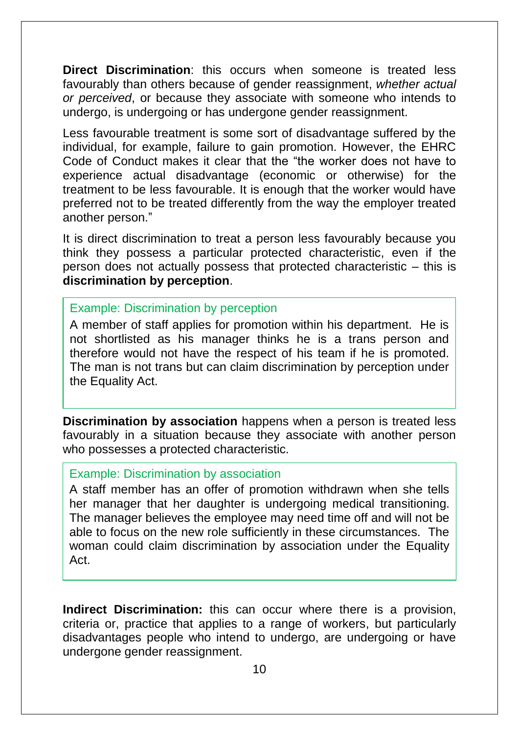**Direct Discrimination**: this occurs when someone is treated less favourably than others because of gender reassignment, *whether actual or perceived*, or because they associate with someone who intends to undergo, is undergoing or has undergone gender reassignment.

Less favourable treatment is some sort of disadvantage suffered by the individual, for example, failure to gain promotion. However, the EHRC Code of Conduct makes it clear that the "the worker does not have to experience actual disadvantage (economic or otherwise) for the treatment to be less favourable. It is enough that the worker would have preferred not to be treated differently from the way the employer treated another person."

It is direct discrimination to treat a person less favourably because you think they possess a particular protected characteristic, even if the person does not actually possess that protected characteristic – this is **discrimination by perception**.

> Example: Discrimination by perception
>
> A member of staff applies for promotion within his department. He is not shortlisted as his manager thinks he is a trans person and therefore would not have the respect of his team if he is promoted. The man is not trans but can claim discrimination by perception under the Equality Act.

**Discrimination by association** happens when a person is treated less favourably in a situation because they associate with another person who possesses a protected characteristic.

> Example: Discrimination by association
>
> A staff member has an offer of promotion withdrawn when she tells her manager that her daughter is undergoing medical transitioning. The manager believes the employee may need time off and will not be able to focus on the new role sufficiently in these circumstances. The woman could claim discrimination by association under the Equality Act.

**Indirect Discrimination:** this can occur where there is a provision, criteria or, practice that applies to a range of workers, but particularly disadvantages people who intend to undergo, are undergoing or have undergone gender reassignment.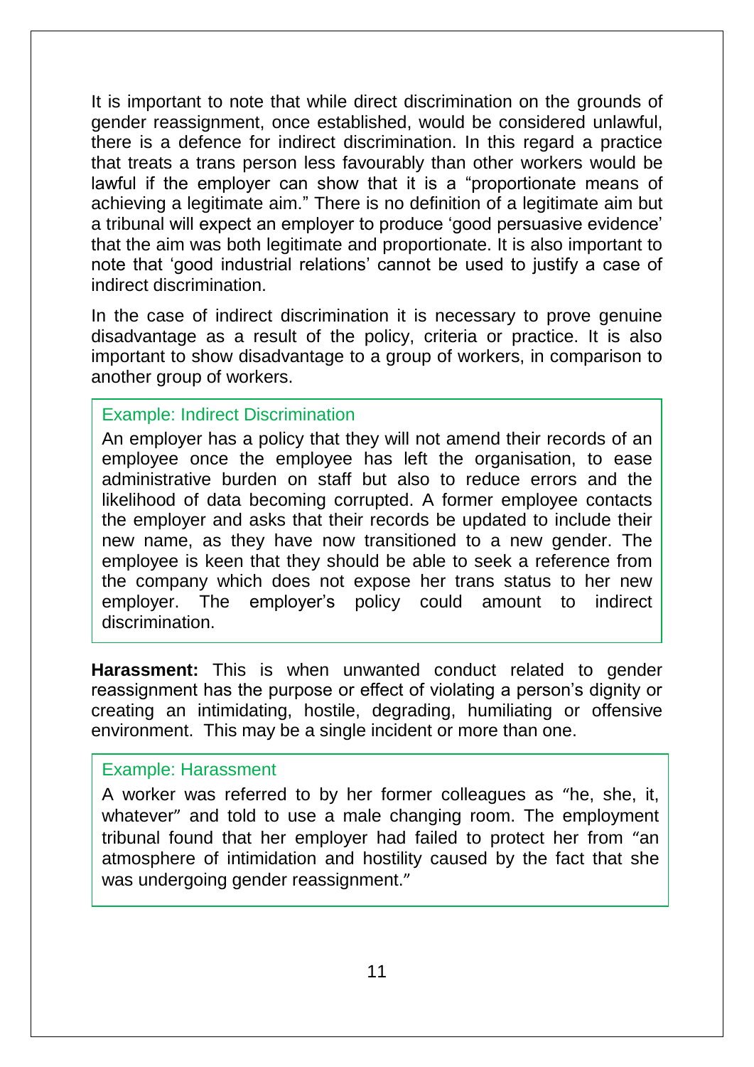It is important to note that while direct discrimination on the grounds of gender reassignment, once established, would be considered unlawful, there is a defence for indirect discrimination. In this regard a practice that treats a trans person less favourably than other workers would be lawful if the employer can show that it is a "proportionate means of achieving a legitimate aim." There is no definition of a legitimate aim but a tribunal will expect an employer to produce 'good persuasive evidence' that the aim was both legitimate and proportionate. It is also important to note that 'good industrial relations' cannot be used to justify a case of indirect discrimination.

In the case of indirect discrimination it is necessary to prove genuine disadvantage as a result of the policy, criteria or practice. It is also important to show disadvantage to a group of workers, in comparison to another group of workers.

> Example: Indirect Discrimination
>
> An employer has a policy that they will not amend their records of an employee once the employee has left the organisation, to ease administrative burden on staff but also to reduce errors and the likelihood of data becoming corrupted. A former employee contacts the employer and asks that their records be updated to include their new name, as they have now transitioned to a new gender. The employee is keen that they should be able to seek a reference from the company which does not expose her trans status to her new employer. The employer's policy could amount to indirect discrimination.

**Harassment:** This is when unwanted conduct related to gender reassignment has the purpose or effect of violating a person's dignity or creating an intimidating, hostile, degrading, humiliating or offensive environment. This may be a single incident or more than one.

> Example: Harassment
>
> A worker was referred to by her former colleagues as "he, she, it, whatever" and told to use a male changing room. The employment tribunal found that her employer had failed to protect her from "an atmosphere of intimidation and hostility caused by the fact that she was undergoing gender reassignment."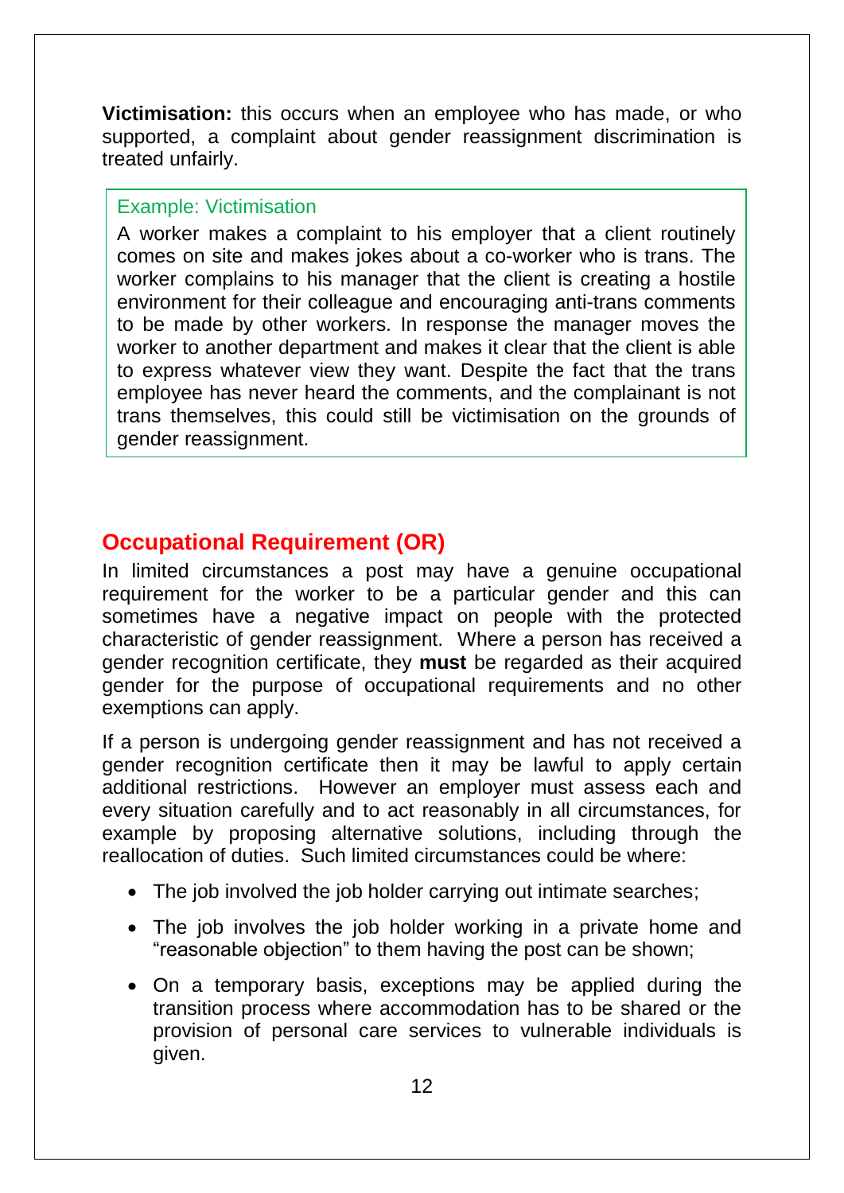**Victimisation:** this occurs when an employee who has made, or who supported, a complaint about gender reassignment discrimination is treated unfairly.

> Example: Victimisation
>
> A worker makes a complaint to his employer that a client routinely comes on site and makes jokes about a co-worker who is trans. The worker complains to his manager that the client is creating a hostile environment for their colleague and encouraging anti-trans comments to be made by other workers. In response the manager moves the worker to another department and makes it clear that the client is able to express whatever view they want. Despite the fact that the trans employee has never heard the comments, and the complainant is not trans themselves, this could still be victimisation on the grounds of gender reassignment.

## Occupational Requirement (OR)

In limited circumstances a post may have a genuine occupational requirement for the worker to be a particular gender and this can sometimes have a negative impact on people with the protected characteristic of gender reassignment. Where a person has received a gender recognition certificate, they **must** be regarded as their acquired gender for the purpose of occupational requirements and no other exemptions can apply.

If a person is undergoing gender reassignment and has not received a gender recognition certificate then it may be lawful to apply certain additional restrictions. However an employer must assess each and every situation carefully and to act reasonably in all circumstances, for example by proposing alternative solutions, including through the reallocation of duties. Such limited circumstances could be where:

- The job involved the job holder carrying out intimate searches;
- The job involves the job holder working in a private home and "reasonable objection" to them having the post can be shown;
- On a temporary basis, exceptions may be applied during the transition process where accommodation has to be shared or the provision of personal care services to vulnerable individuals is given.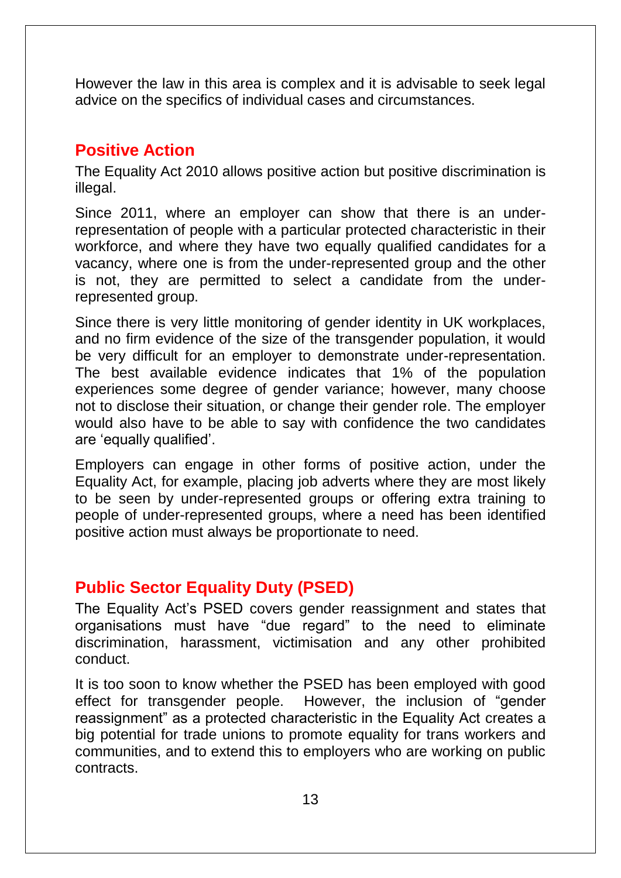However the law in this area is complex and it is advisable to seek legal advice on the specifics of individual cases and circumstances.

## Positive Action

The Equality Act 2010 allows positive action but positive discrimination is illegal.

Since 2011, where an employer can show that there is an under-representation of people with a particular protected characteristic in their workforce, and where they have two equally qualified candidates for a vacancy, where one is from the under-represented group and the other is not, they are permitted to select a candidate from the under-represented group.

Since there is very little monitoring of gender identity in UK workplaces, and no firm evidence of the size of the transgender population, it would be very difficult for an employer to demonstrate under-representation. The best available evidence indicates that 1% of the population experiences some degree of gender variance; however, many choose not to disclose their situation, or change their gender role. The employer would also have to be able to say with confidence the two candidates are 'equally qualified'.

Employers can engage in other forms of positive action, under the Equality Act, for example, placing job adverts where they are most likely to be seen by under-represented groups or offering extra training to people of under-represented groups, where a need has been identified positive action must always be proportionate to need.

## Public Sector Equality Duty (PSED)

The Equality Act's PSED covers gender reassignment and states that organisations must have "due regard" to the need to eliminate discrimination, harassment, victimisation and any other prohibited conduct.

It is too soon to know whether the PSED has been employed with good effect for transgender people. However, the inclusion of "gender reassignment" as a protected characteristic in the Equality Act creates a big potential for trade unions to promote equality for trans workers and communities, and to extend this to employers who are working on public contracts.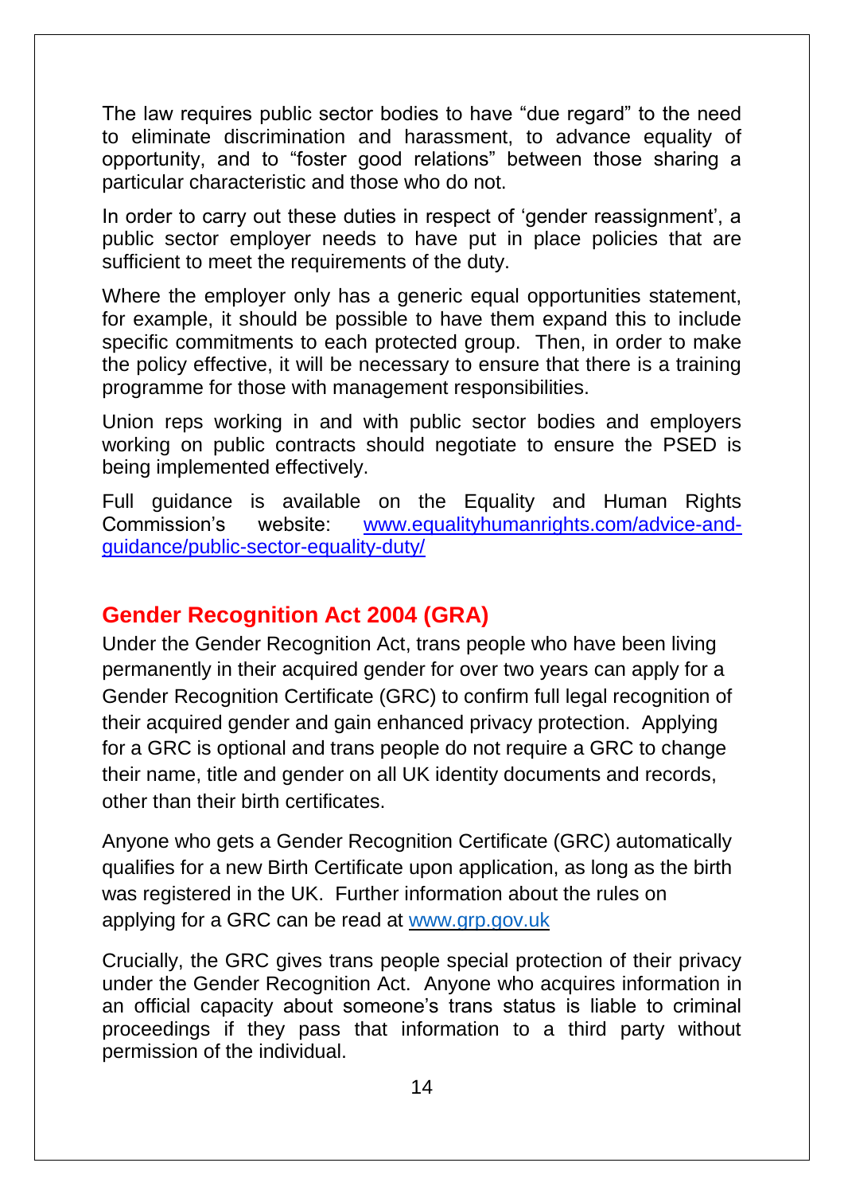The law requires public sector bodies to have "due regard" to the need to eliminate discrimination and harassment, to advance equality of opportunity, and to "foster good relations" between those sharing a particular characteristic and those who do not.

In order to carry out these duties in respect of 'gender reassignment', a public sector employer needs to have put in place policies that are sufficient to meet the requirements of the duty.

Where the employer only has a generic equal opportunities statement, for example, it should be possible to have them expand this to include specific commitments to each protected group. Then, in order to make the policy effective, it will be necessary to ensure that there is a training programme for those with management responsibilities.

Union reps working in and with public sector bodies and employers working on public contracts should negotiate to ensure the PSED is being implemented effectively.

Full guidance is available on the Equality and Human Rights Commission's website: [www.equalityhumanrights.com/advice-and-guidance/public-sector-equality-duty/](www.equalityhumanrights.com/advice-and-guidance/public-sector-equality-duty/)

## Gender Recognition Act 2004 (GRA)

Under the Gender Recognition Act, trans people who have been living permanently in their acquired gender for over two years can apply for a Gender Recognition Certificate (GRC) to confirm full legal recognition of their acquired gender and gain enhanced privacy protection. Applying for a GRC is optional and trans people do not require a GRC to change their name, title and gender on all UK identity documents and records, other than their birth certificates.

Anyone who gets a Gender Recognition Certificate (GRC) automatically qualifies for a new Birth Certificate upon application, as long as the birth was registered in the UK. Further information about the rules on applying for a GRC can be read at [www.grp.gov.uk](www.grp.gov.uk)

Crucially, the GRC gives trans people special protection of their privacy under the Gender Recognition Act. Anyone who acquires information in an official capacity about someone's trans status is liable to criminal proceedings if they pass that information to a third party without permission of the individual.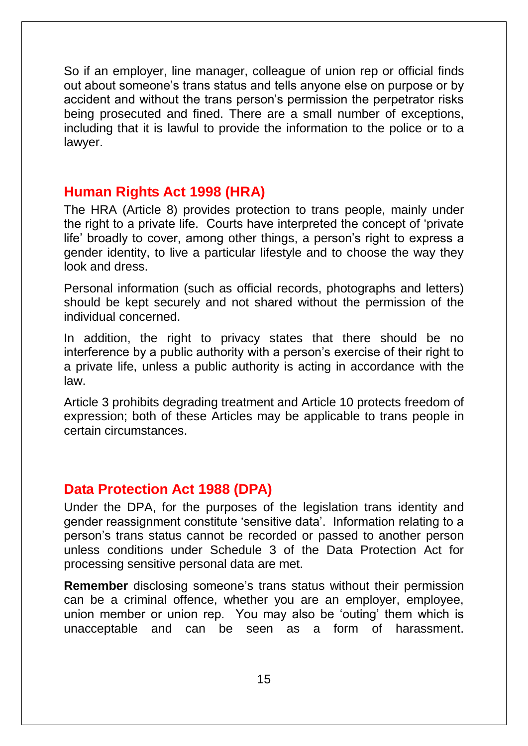So if an employer, line manager, colleague of union rep or official finds out about someone's trans status and tells anyone else on purpose or by accident and without the trans person's permission the perpetrator risks being prosecuted and fined. There are a small number of exceptions, including that it is lawful to provide the information to the police or to a lawyer.

## Human Rights Act 1998 (HRA)

The HRA (Article 8) provides protection to trans people, mainly under the right to a private life. Courts have interpreted the concept of 'private life' broadly to cover, among other things, a person's right to express a gender identity, to live a particular lifestyle and to choose the way they look and dress.

Personal information (such as official records, photographs and letters) should be kept securely and not shared without the permission of the individual concerned.

In addition, the right to privacy states that there should be no interference by a public authority with a person's exercise of their right to a private life, unless a public authority is acting in accordance with the law.

Article 3 prohibits degrading treatment and Article 10 protects freedom of expression; both of these Articles may be applicable to trans people in certain circumstances.

## Data Protection Act 1988 (DPA)

Under the DPA, for the purposes of the legislation trans identity and gender reassignment constitute 'sensitive data'. Information relating to a person's trans status cannot be recorded or passed to another person unless conditions under Schedule 3 of the Data Protection Act for processing sensitive personal data are met.

**Remember** disclosing someone's trans status without their permission can be a criminal offence, whether you are an employer, employee, union member or union rep. You may also be 'outing' them which is unacceptable and can be seen as a form of harassment.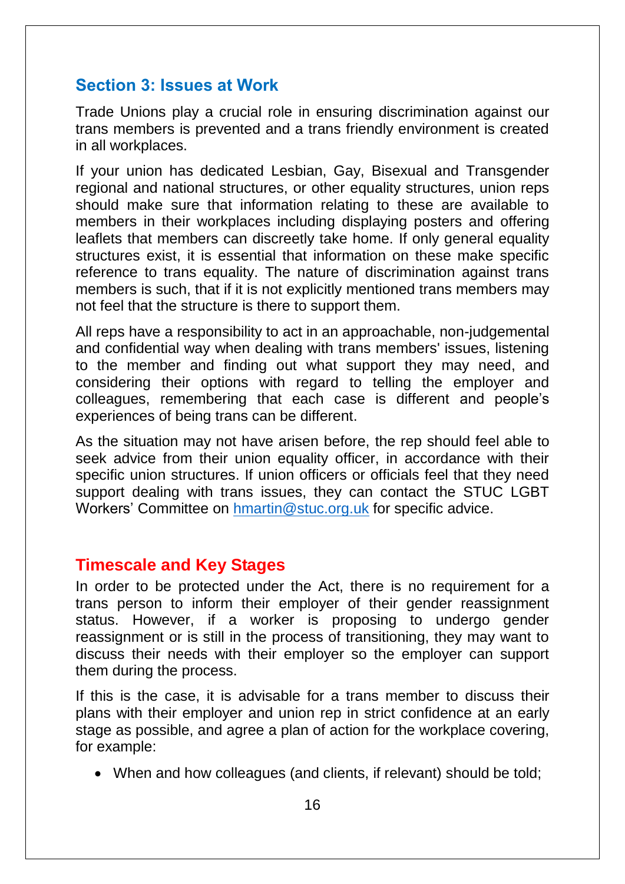## Section 3: Issues at Work

Trade Unions play a crucial role in ensuring discrimination against our trans members is prevented and a trans friendly environment is created in all workplaces.

If your union has dedicated Lesbian, Gay, Bisexual and Transgender regional and national structures, or other equality structures, union reps should make sure that information relating to these are available to members in their workplaces including displaying posters and offering leaflets that members can discreetly take home. If only general equality structures exist, it is essential that information on these make specific reference to trans equality. The nature of discrimination against trans members is such, that if it is not explicitly mentioned trans members may not feel that the structure is there to support them.

All reps have a responsibility to act in an approachable, non-judgemental and confidential way when dealing with trans members' issues, listening to the member and finding out what support they may need, and considering their options with regard to telling the employer and colleagues, remembering that each case is different and people's experiences of being trans can be different.

As the situation may not have arisen before, the rep should feel able to seek advice from their union equality officer, in accordance with their specific union structures. If union officers or officials feel that they need support dealing with trans issues, they can contact the STUC LGBT Workers' Committee on hmartin@stuc.org.uk for specific advice.

## Timescale and Key Stages

In order to be protected under the Act, there is no requirement for a trans person to inform their employer of their gender reassignment status. However, if a worker is proposing to undergo gender reassignment or is still in the process of transitioning, they may want to discuss their needs with their employer so the employer can support them during the process.

If this is the case, it is advisable for a trans member to discuss their plans with their employer and union rep in strict confidence at an early stage as possible, and agree a plan of action for the workplace covering, for example:

- When and how colleagues (and clients, if relevant) should be told;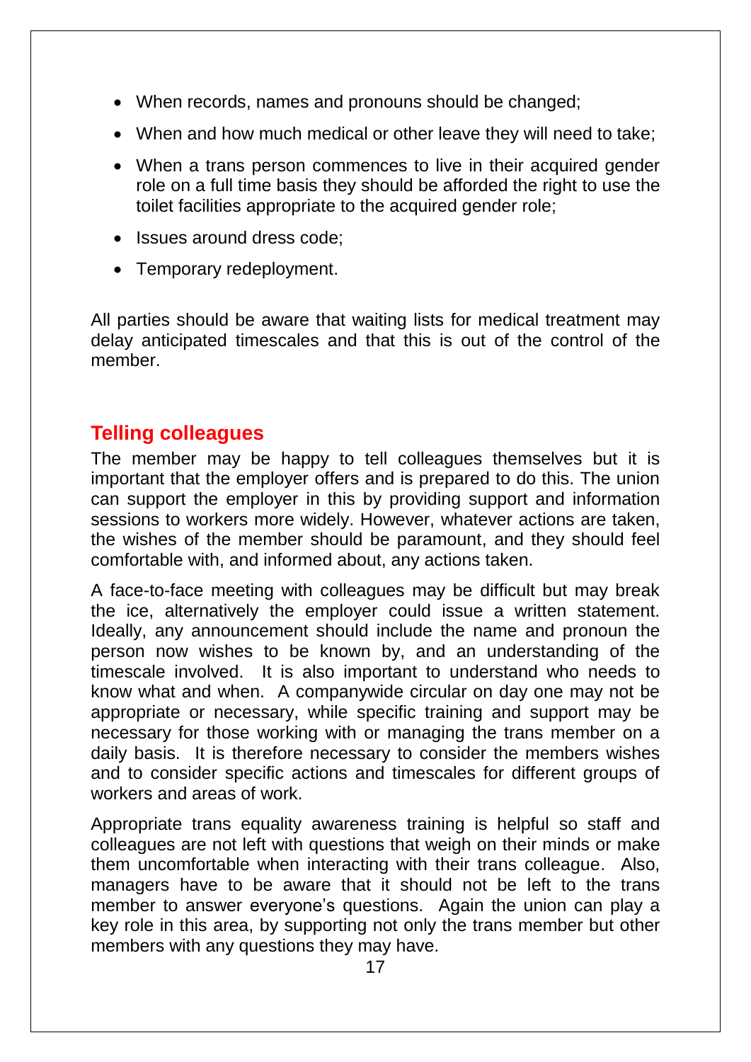- When records, names and pronouns should be changed;
- When and how much medical or other leave they will need to take;
- When a trans person commences to live in their acquired gender role on a full time basis they should be afforded the right to use the toilet facilities appropriate to the acquired gender role;
- Issues around dress code;
- Temporary redeployment.

All parties should be aware that waiting lists for medical treatment may delay anticipated timescales and that this is out of the control of the member.

## Telling colleagues

The member may be happy to tell colleagues themselves but it is important that the employer offers and is prepared to do this. The union can support the employer in this by providing support and information sessions to workers more widely. However, whatever actions are taken, the wishes of the member should be paramount, and they should feel comfortable with, and informed about, any actions taken.

A face-to-face meeting with colleagues may be difficult but may break the ice, alternatively the employer could issue a written statement. Ideally, any announcement should include the name and pronoun the person now wishes to be known by, and an understanding of the timescale involved. It is also important to understand who needs to know what and when. A companywide circular on day one may not be appropriate or necessary, while specific training and support may be necessary for those working with or managing the trans member on a daily basis. It is therefore necessary to consider the members wishes and to consider specific actions and timescales for different groups of workers and areas of work.

Appropriate trans equality awareness training is helpful so staff and colleagues are not left with questions that weigh on their minds or make them uncomfortable when interacting with their trans colleague. Also, managers have to be aware that it should not be left to the trans member to answer everyone's questions. Again the union can play a key role in this area, by supporting not only the trans member but other members with any questions they may have.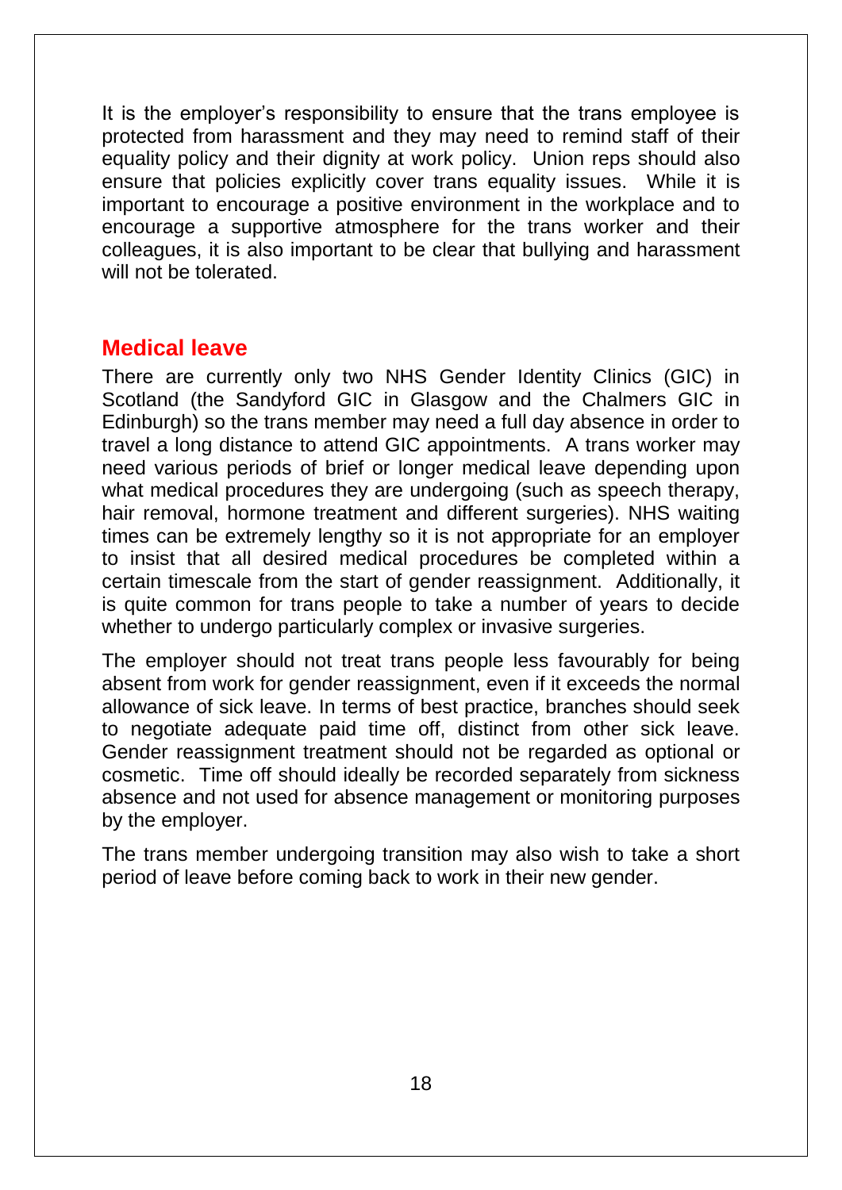It is the employer's responsibility to ensure that the trans employee is protected from harassment and they may need to remind staff of their equality policy and their dignity at work policy. Union reps should also ensure that policies explicitly cover trans equality issues. While it is important to encourage a positive environment in the workplace and to encourage a supportive atmosphere for the trans worker and their colleagues, it is also important to be clear that bullying and harassment will not be tolerated.

## Medical leave

There are currently only two NHS Gender Identity Clinics (GIC) in Scotland (the Sandyford GIC in Glasgow and the Chalmers GIC in Edinburgh) so the trans member may need a full day absence in order to travel a long distance to attend GIC appointments. A trans worker may need various periods of brief or longer medical leave depending upon what medical procedures they are undergoing (such as speech therapy, hair removal, hormone treatment and different surgeries). NHS waiting times can be extremely lengthy so it is not appropriate for an employer to insist that all desired medical procedures be completed within a certain timescale from the start of gender reassignment. Additionally, it is quite common for trans people to take a number of years to decide whether to undergo particularly complex or invasive surgeries.

The employer should not treat trans people less favourably for being absent from work for gender reassignment, even if it exceeds the normal allowance of sick leave. In terms of best practice, branches should seek to negotiate adequate paid time off, distinct from other sick leave. Gender reassignment treatment should not be regarded as optional or cosmetic. Time off should ideally be recorded separately from sickness absence and not used for absence management or monitoring purposes by the employer.

The trans member undergoing transition may also wish to take a short period of leave before coming back to work in their new gender.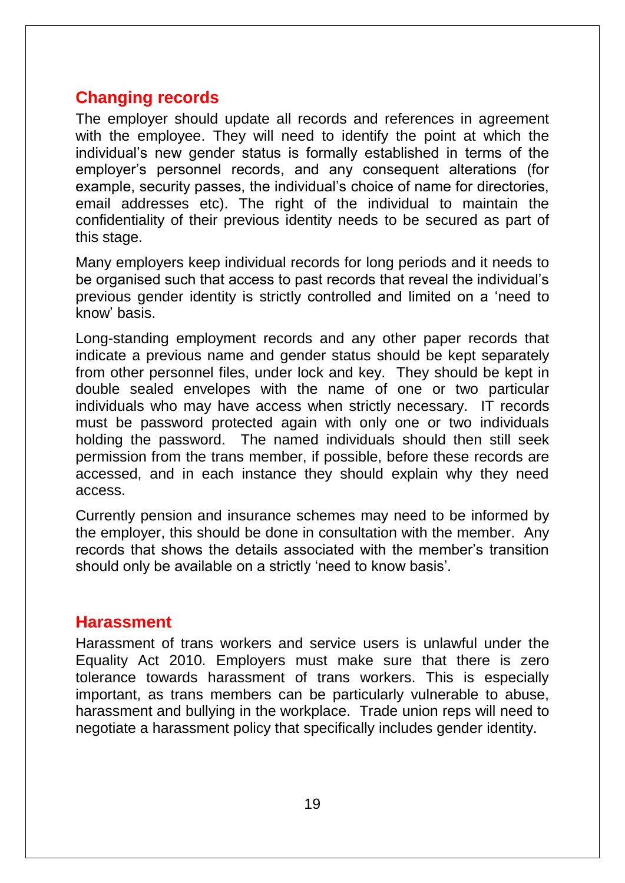## Changing records

The employer should update all records and references in agreement with the employee. They will need to identify the point at which the individual's new gender status is formally established in terms of the employer's personnel records, and any consequent alterations (for example, security passes, the individual's choice of name for directories, email addresses etc). The right of the individual to maintain the confidentiality of their previous identity needs to be secured as part of this stage.

Many employers keep individual records for long periods and it needs to be organised such that access to past records that reveal the individual's previous gender identity is strictly controlled and limited on a 'need to know' basis.

Long-standing employment records and any other paper records that indicate a previous name and gender status should be kept separately from other personnel files, under lock and key. They should be kept in double sealed envelopes with the name of one or two particular individuals who may have access when strictly necessary. IT records must be password protected again with only one or two individuals holding the password. The named individuals should then still seek permission from the trans member, if possible, before these records are accessed, and in each instance they should explain why they need access.

Currently pension and insurance schemes may need to be informed by the employer, this should be done in consultation with the member. Any records that shows the details associated with the member's transition should only be available on a strictly 'need to know basis'.

## Harassment

Harassment of trans workers and service users is unlawful under the Equality Act 2010. Employers must make sure that there is zero tolerance towards harassment of trans workers. This is especially important, as trans members can be particularly vulnerable to abuse, harassment and bullying in the workplace. Trade union reps will need to negotiate a harassment policy that specifically includes gender identity.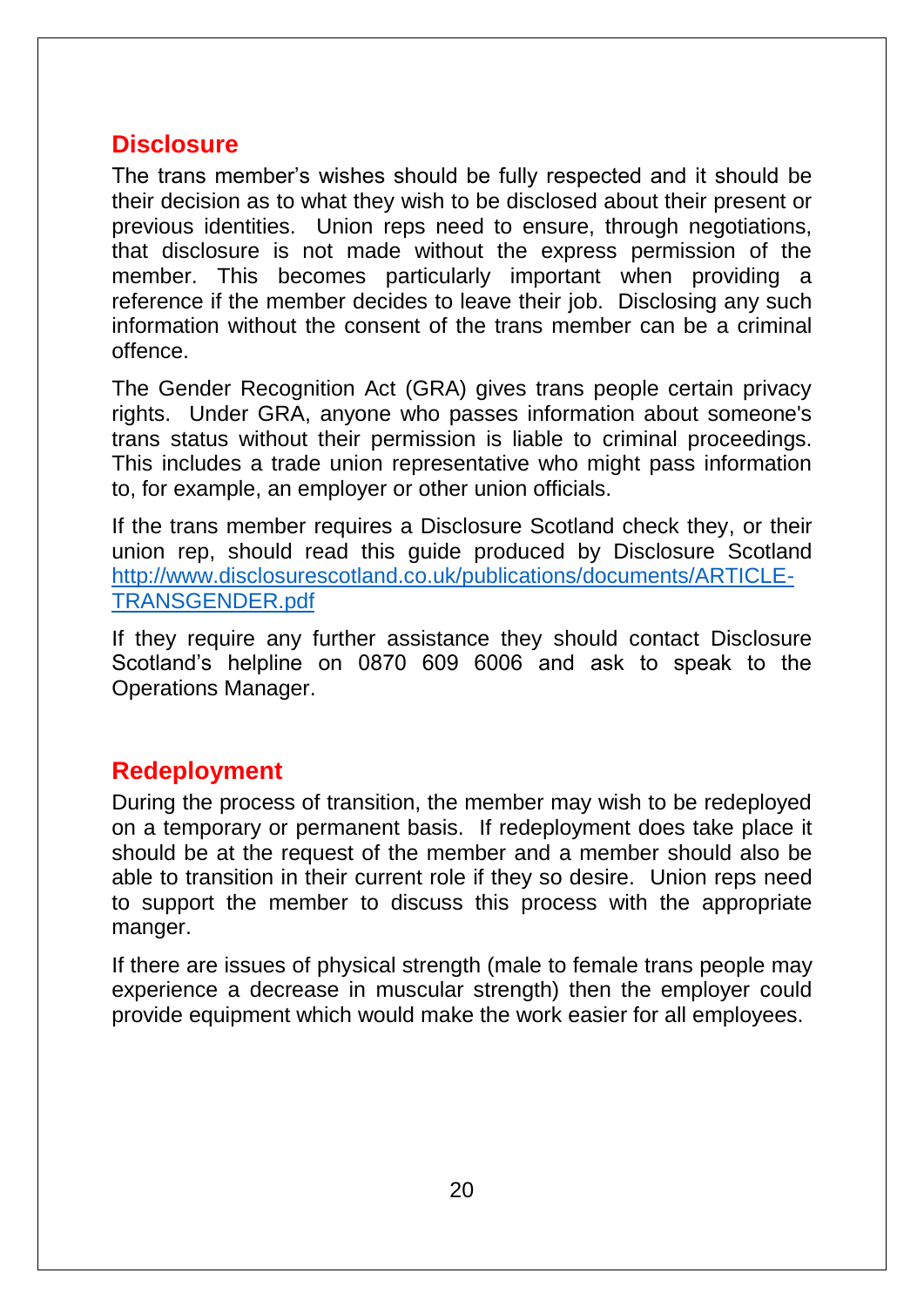## Disclosure

The trans member's wishes should be fully respected and it should be their decision as to what they wish to be disclosed about their present or previous identities. Union reps need to ensure, through negotiations, that disclosure is not made without the express permission of the member. This becomes particularly important when providing a reference if the member decides to leave their job. Disclosing any such information without the consent of the trans member can be a criminal offence.

The Gender Recognition Act (GRA) gives trans people certain privacy rights. Under GRA, anyone who passes information about someone's trans status without their permission is liable to criminal proceedings. This includes a trade union representative who might pass information to, for example, an employer or other union officials.

If the trans member requires a Disclosure Scotland check they, or their union rep, should read this guide produced by Disclosure Scotland [http://www.disclosurescotland.co.uk/publications/documents/ARTICLE-TRANSGENDER.pdf](http://www.disclosurescotland.co.uk/publications/documents/ARTICLE-TRANSGENDER.pdf)

If they require any further assistance they should contact Disclosure Scotland's helpline on 0870 609 6006 and ask to speak to the Operations Manager.

## Redeployment

During the process of transition, the member may wish to be redeployed on a temporary or permanent basis. If redeployment does take place it should be at the request of the member and a member should also be able to transition in their current role if they so desire. Union reps need to support the member to discuss this process with the appropriate manger.

If there are issues of physical strength (male to female trans people may experience a decrease in muscular strength) then the employer could provide equipment which would make the work easier for all employees.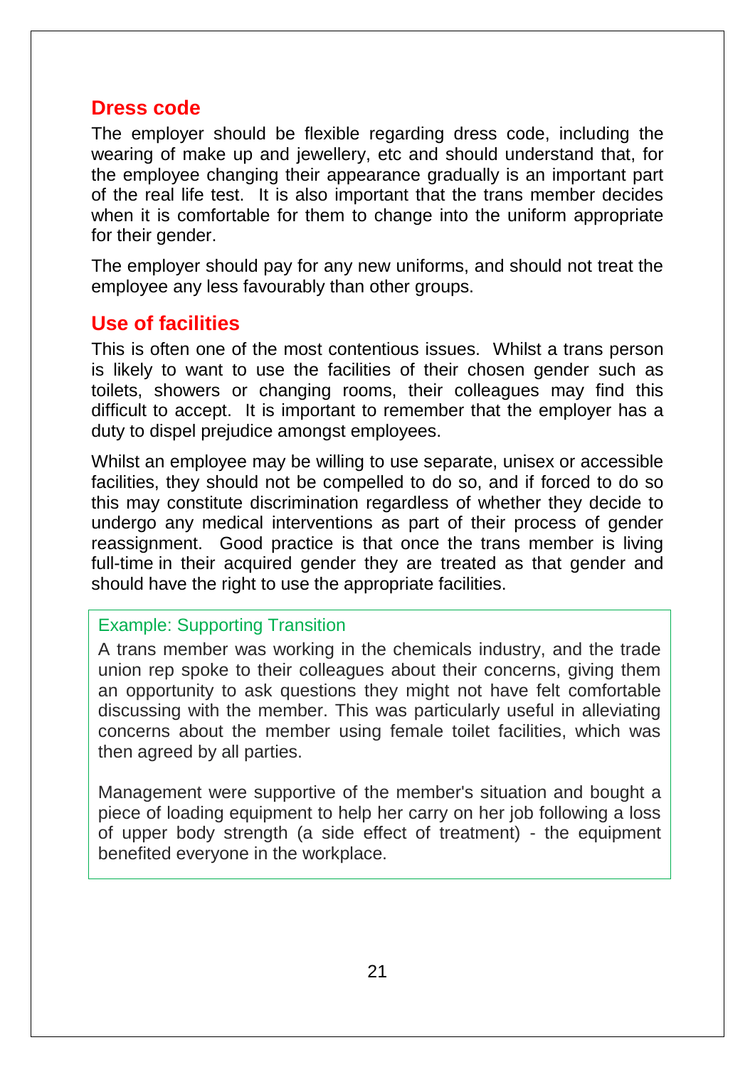## Dress code

The employer should be flexible regarding dress code, including the wearing of make up and jewellery, etc and should understand that, for the employee changing their appearance gradually is an important part of the real life test. It is also important that the trans member decides when it is comfortable for them to change into the uniform appropriate for their gender.

The employer should pay for any new uniforms, and should not treat the employee any less favourably than other groups.

## Use of facilities

This is often one of the most contentious issues. Whilst a trans person is likely to want to use the facilities of their chosen gender such as toilets, showers or changing rooms, their colleagues may find this difficult to accept. It is important to remember that the employer has a duty to dispel prejudice amongst employees.

Whilst an employee may be willing to use separate, unisex or accessible facilities, they should not be compelled to do so, and if forced to do so this may constitute discrimination regardless of whether they decide to undergo any medical interventions as part of their process of gender reassignment. Good practice is that once the trans member is living full-time in their acquired gender they are treated as that gender and should have the right to use the appropriate facilities.

> Example: Supporting Transition
>
> A trans member was working in the chemicals industry, and the trade union rep spoke to their colleagues about their concerns, giving them an opportunity to ask questions they might not have felt comfortable discussing with the member. This was particularly useful in alleviating concerns about the member using female toilet facilities, which was then agreed by all parties.
>
> Management were supportive of the member's situation and bought a piece of loading equipment to help her carry on her job following a loss of upper body strength (a side effect of treatment) - the equipment benefited everyone in the workplace.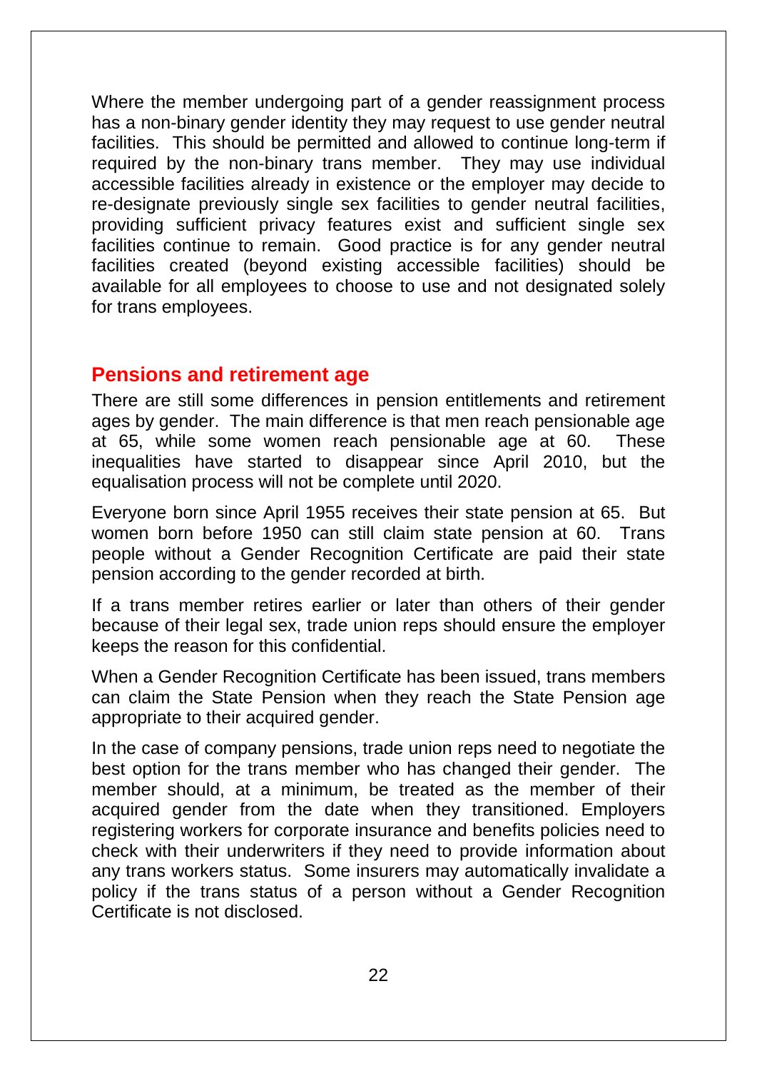Where the member undergoing part of a gender reassignment process has a non-binary gender identity they may request to use gender neutral facilities. This should be permitted and allowed to continue long-term if required by the non-binary trans member. They may use individual accessible facilities already in existence or the employer may decide to re-designate previously single sex facilities to gender neutral facilities, providing sufficient privacy features exist and sufficient single sex facilities continue to remain. Good practice is for any gender neutral facilities created (beyond existing accessible facilities) should be available for all employees to choose to use and not designated solely for trans employees.

## Pensions and retirement age

There are still some differences in pension entitlements and retirement ages by gender. The main difference is that men reach pensionable age at 65, while some women reach pensionable age at 60. These inequalities have started to disappear since April 2010, but the equalisation process will not be complete until 2020.

Everyone born since April 1955 receives their state pension at 65. But women born before 1950 can still claim state pension at 60. Trans people without a Gender Recognition Certificate are paid their state pension according to the gender recorded at birth.

If a trans member retires earlier or later than others of their gender because of their legal sex, trade union reps should ensure the employer keeps the reason for this confidential.

When a Gender Recognition Certificate has been issued, trans members can claim the State Pension when they reach the State Pension age appropriate to their acquired gender.

In the case of company pensions, trade union reps need to negotiate the best option for the trans member who has changed their gender. The member should, at a minimum, be treated as the member of their acquired gender from the date when they transitioned. Employers registering workers for corporate insurance and benefits policies need to check with their underwriters if they need to provide information about any trans workers status. Some insurers may automatically invalidate a policy if the trans status of a person without a Gender Recognition Certificate is not disclosed.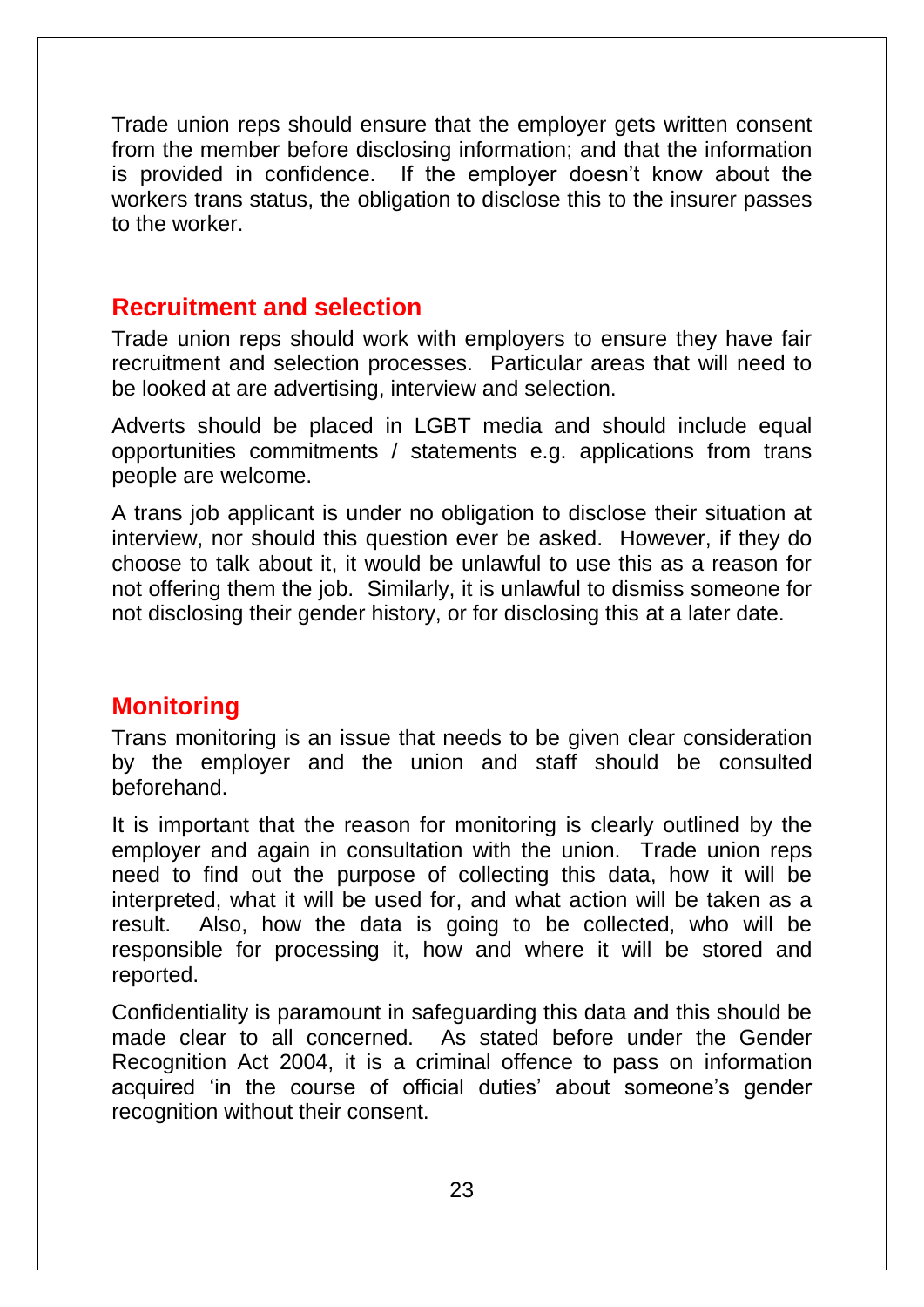Trade union reps should ensure that the employer gets written consent from the member before disclosing information; and that the information is provided in confidence. If the employer doesn't know about the workers trans status, the obligation to disclose this to the insurer passes to the worker.

## Recruitment and selection

Trade union reps should work with employers to ensure they have fair recruitment and selection processes. Particular areas that will need to be looked at are advertising, interview and selection.

Adverts should be placed in LGBT media and should include equal opportunities commitments / statements e.g. applications from trans people are welcome.

A trans job applicant is under no obligation to disclose their situation at interview, nor should this question ever be asked. However, if they do choose to talk about it, it would be unlawful to use this as a reason for not offering them the job. Similarly, it is unlawful to dismiss someone for not disclosing their gender history, or for disclosing this at a later date.

## Monitoring

Trans monitoring is an issue that needs to be given clear consideration by the employer and the union and staff should be consulted beforehand.

It is important that the reason for monitoring is clearly outlined by the employer and again in consultation with the union. Trade union reps need to find out the purpose of collecting this data, how it will be interpreted, what it will be used for, and what action will be taken as a result. Also, how the data is going to be collected, who will be responsible for processing it, how and where it will be stored and reported.

Confidentiality is paramount in safeguarding this data and this should be made clear to all concerned. As stated before under the Gender Recognition Act 2004, it is a criminal offence to pass on information acquired 'in the course of official duties' about someone's gender recognition without their consent.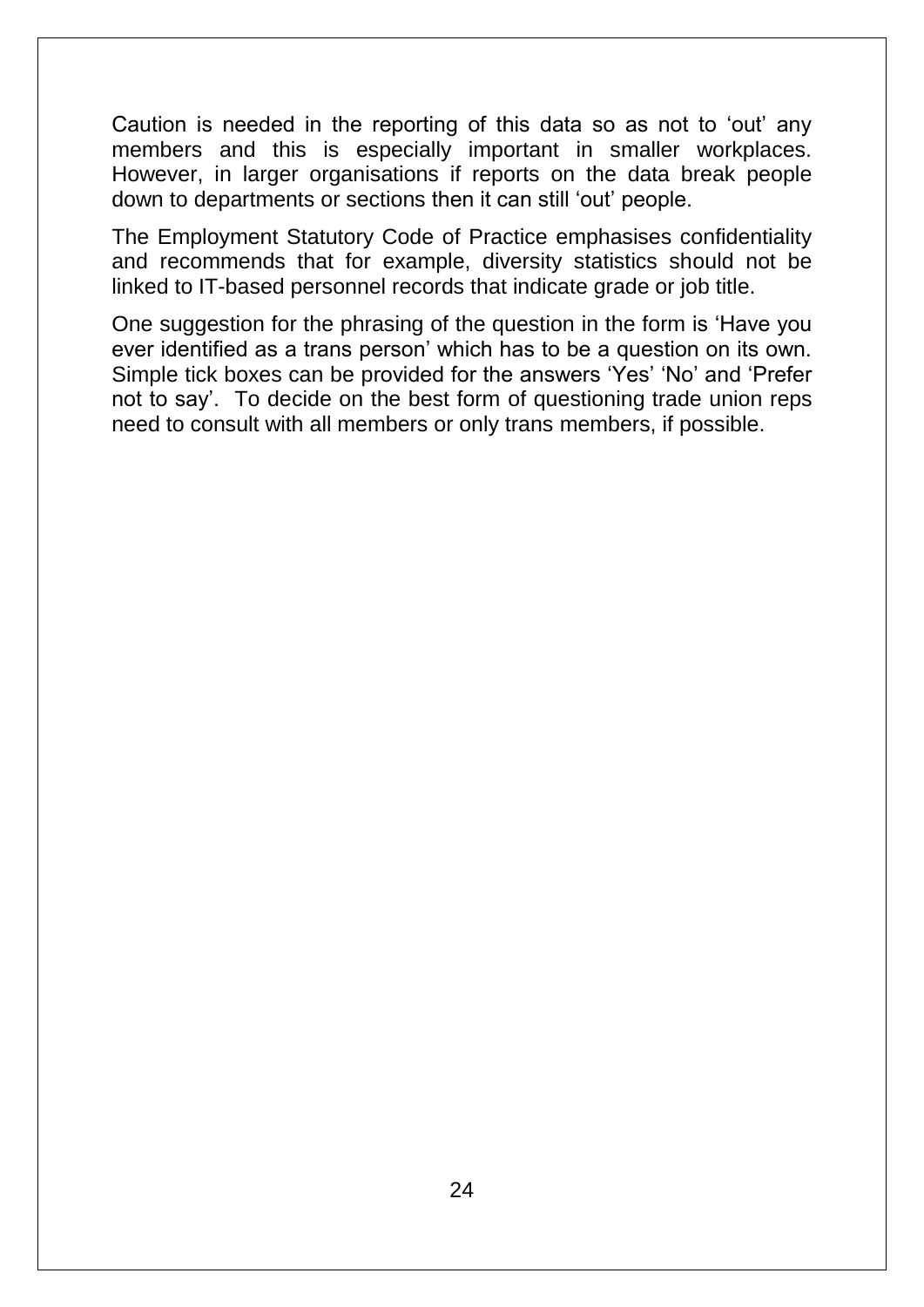Caution is needed in the reporting of this data so as not to 'out' any members and this is especially important in smaller workplaces. However, in larger organisations if reports on the data break people down to departments or sections then it can still 'out' people.

The Employment Statutory Code of Practice emphasises confidentiality and recommends that for example, diversity statistics should not be linked to IT-based personnel records that indicate grade or job title.

One suggestion for the phrasing of the question in the form is 'Have you ever identified as a trans person' which has to be a question on its own. Simple tick boxes can be provided for the answers 'Yes' 'No' and 'Prefer not to say'. To decide on the best form of questioning trade union reps need to consult with all members or only trans members, if possible.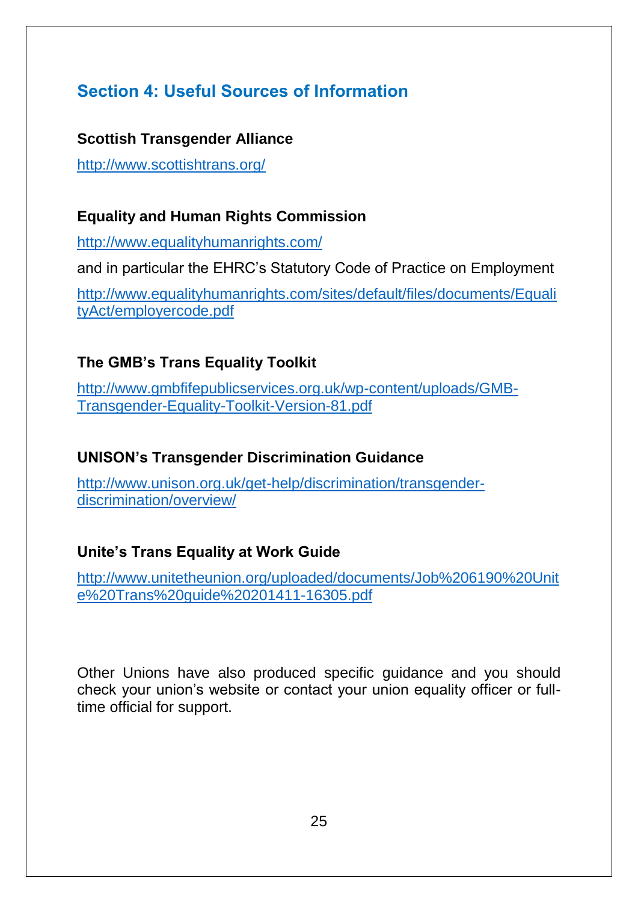## Section 4: Useful Sources of Information

**Scottish Transgender Alliance**

http://www.scottishtrans.org/

**Equality and Human Rights Commission**

http://www.equalityhumanrights.com/

and in particular the EHRC's Statutory Code of Practice on Employment

http://www.equalityhumanrights.com/sites/default/files/documents/EqualityAct/employercode.pdf

**The GMB's Trans Equality Toolkit**

http://www.gmbfifepublicservices.org.uk/wp-content/uploads/GMB-Transgender-Equality-Toolkit-Version-81.pdf

**UNISON's Transgender Discrimination Guidance**

http://www.unison.org.uk/get-help/discrimination/transgender-discrimination/overview/

**Unite's Trans Equality at Work Guide**

http://www.unitetheunion.org/uploaded/documents/Job%206190%20Unite%20Trans%20guide%20201411-16305.pdf

Other Unions have also produced specific guidance and you should check your union's website or contact your union equality officer or full-time official for support.